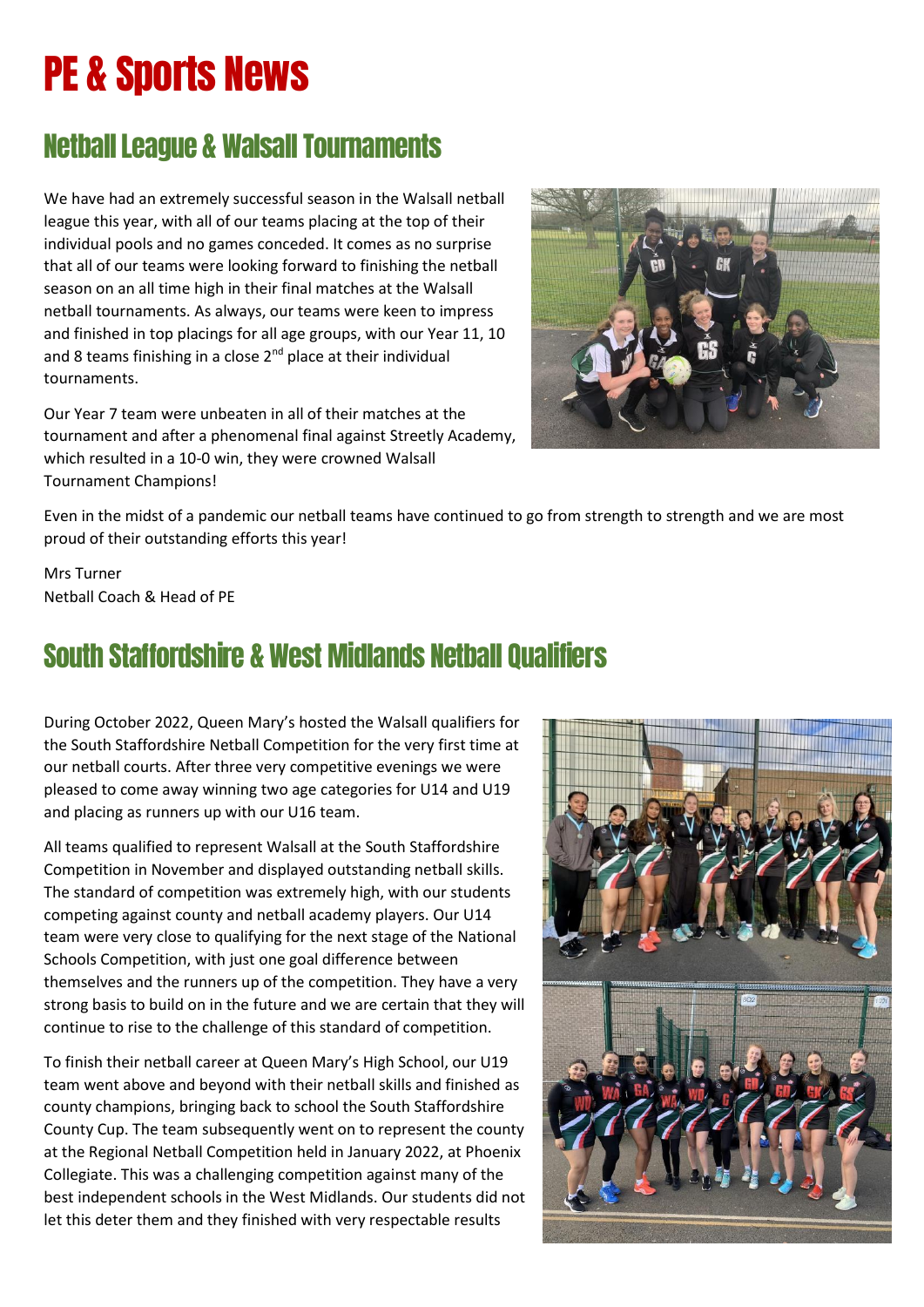# PE & Sports News

## Netball League & Walsall Tournaments

We have had an extremely successful season in the Walsall netball league this year, with all of our teams placing at the top of their individual pools and no games conceded. It comes as no surprise that all of our teams were looking forward to finishing the netball season on an all time high in their final matches at the Walsall netball tournaments. As always, our teams were keen to impress and finished in top placings for all age groups, with our Year 11, 10 and 8 teams finishing in a close 2nd place at their individual tournaments.

Our Year 7 team were unbeaten in all of their matches at the tournament and after a phenomenal final against Streetly Academy, which resulted in a 10-0 win, they were crowned Walsall Tournament Champions!

Even in the midst of a pandemic our netball teams have continued to go from strength to strength and we are most proud of their outstanding efforts this year!

Mrs Turner
Netball Coach & Head of PE

## South Staffordshire & West Midlands Netball Qualifiers

During October 2022, Queen Mary's hosted the Walsall qualifiers for the South Staffordshire Netball Competition for the very first time at our netball courts. After three very competitive evenings we were pleased to come away winning two age categories for U14 and U19 and placing as runners up with our U16 team.

All teams qualified to represent Walsall at the South Staffordshire Competition in November and displayed outstanding netball skills. The standard of competition was extremely high, with our students competing against county and netball academy players. Our U14 team were very close to qualifying for the next stage of the National Schools Competition, with just one goal difference between themselves and the runners up of the competition. They have a very strong basis to build on in the future and we are certain that they will continue to rise to the challenge of this standard of competition.

To finish their netball career at Queen Mary's High School, our U19 team went above and beyond with their netball skills and finished as county champions, bringing back to school the South Staffordshire County Cup. The team subsequently went on to represent the county at the Regional Netball Competition held in January 2022, at Phoenix Collegiate. This was a challenging competition against many of the best independent schools in the West Midlands. Our students did not let this deter them and they finished with very respectable results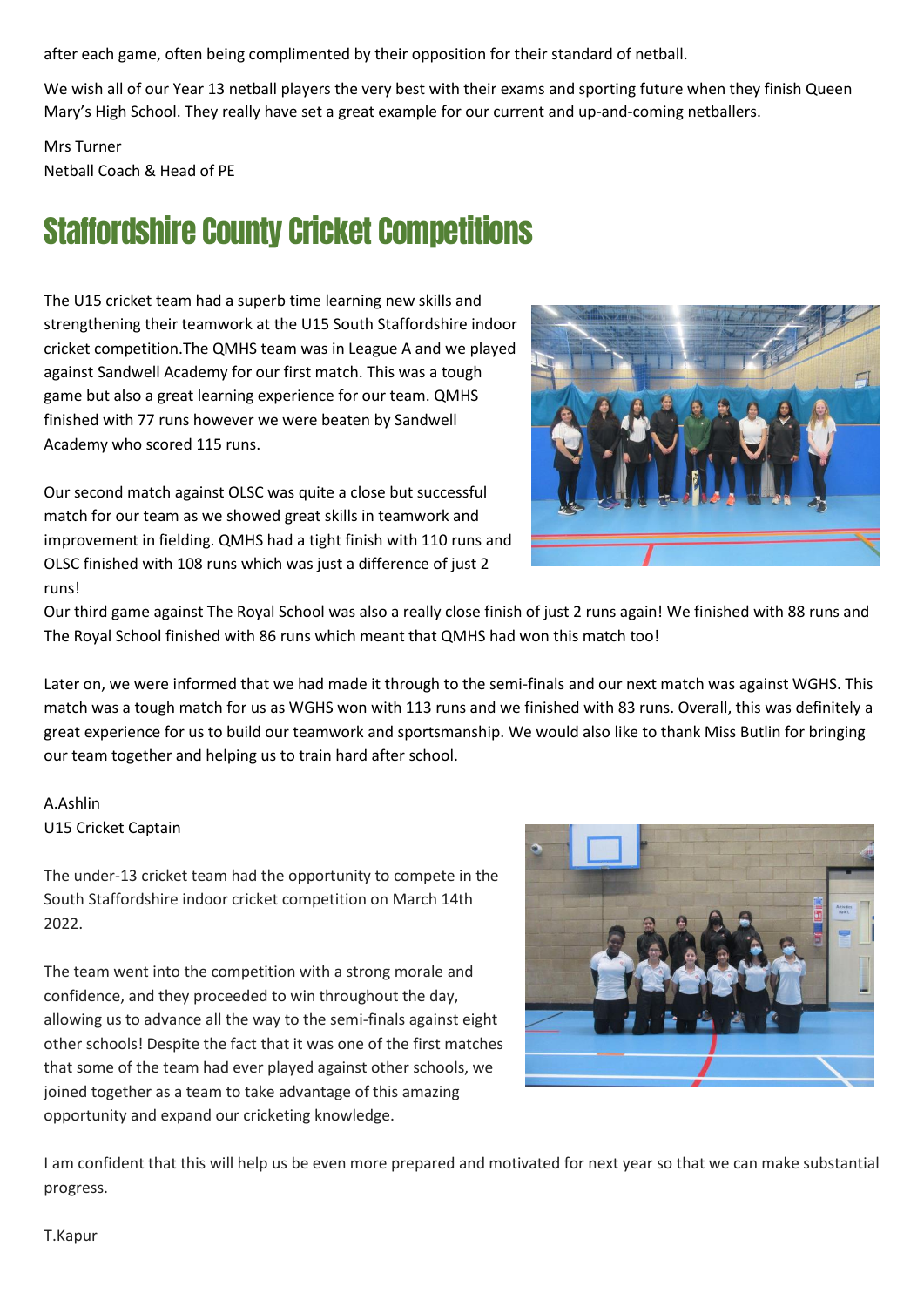after each game, often being complimented by their opposition for their standard of netball.

We wish all of our Year 13 netball players the very best with their exams and sporting future when they finish Queen Mary's High School. They really have set a great example for our current and up-and-coming netballers.

Mrs Turner
Netball Coach & Head of PE

# Staffordshire County Cricket Competitions

The U15 cricket team had a superb time learning new skills and strengthening their teamwork at the U15 South Staffordshire indoor cricket competition.The QMHS team was in League A and we played against Sandwell Academy for our first match. This was a tough game but also a great learning experience for our team. QMHS finished with 77 runs however we were beaten by Sandwell Academy who scored 115 runs.

Our second match against OLSC was quite a close but successful match for our team as we showed great skills in teamwork and improvement in fielding. QMHS had a tight finish with 110 runs and OLSC finished with 108 runs which was just a difference of just 2 runs!

Our third game against The Royal School was also a really close finish of just 2 runs again! We finished with 88 runs and The Royal School finished with 86 runs which meant that QMHS had won this match too!

Later on, we were informed that we had made it through to the semi-finals and our next match was against WGHS. This match was a tough match for us as WGHS won with 113 runs and we finished with 83 runs. Overall, this was definitely a great experience for us to build our teamwork and sportsmanship. We would also like to thank Miss Butlin for bringing our team together and helping us to train hard after school.

A.Ashlin
U15 Cricket Captain

The under-13 cricket team had the opportunity to compete in the South Staffordshire indoor cricket competition on March 14th 2022.

The team went into the competition with a strong morale and confidence, and they proceeded to win throughout the day, allowing us to advance all the way to the semi-finals against eight other schools! Despite the fact that it was one of the first matches that some of the team had ever played against other schools, we joined together as a team to take advantage of this amazing opportunity and expand our cricketing knowledge.

I am confident that this will help us be even more prepared and motivated for next year so that we can make substantial progress.

T.Kapur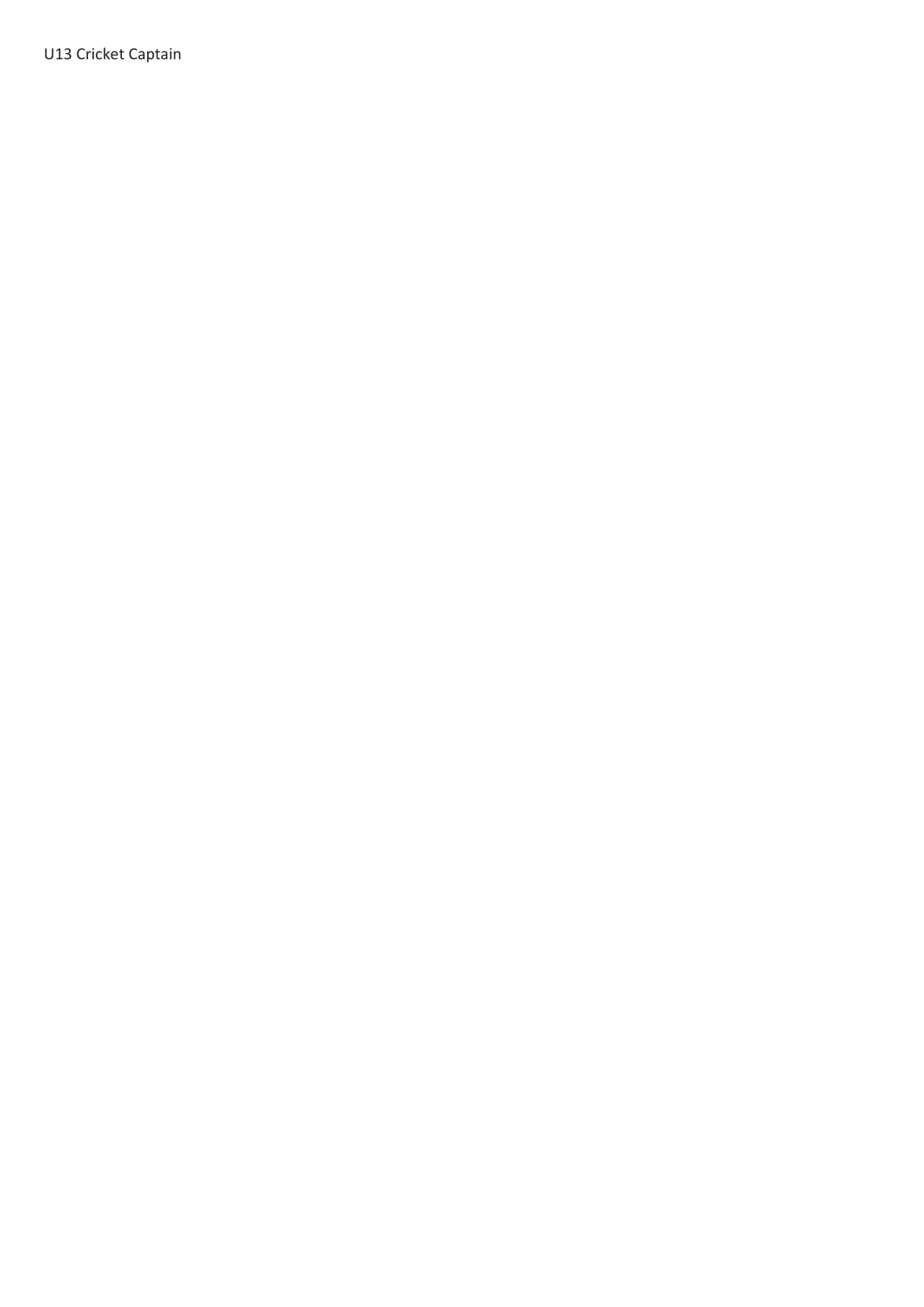U13 Cricket Captain